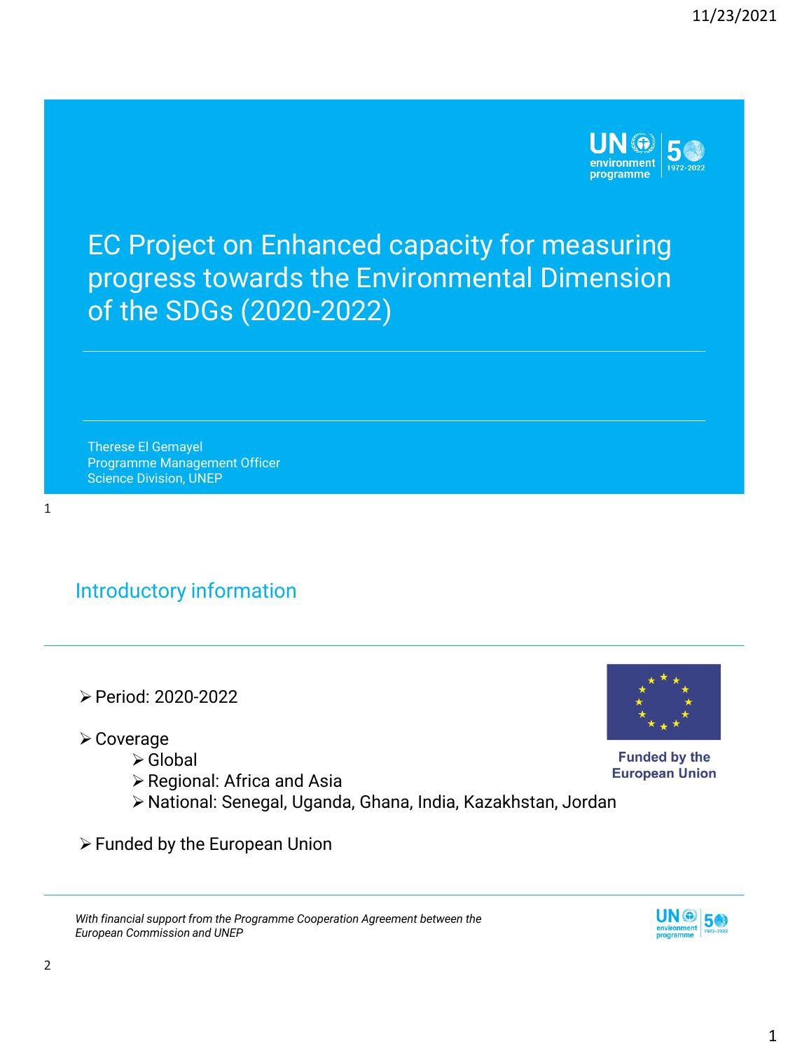# EC Project on Enhanced capacity for measuring progress towards the Environmental Dimension of the SDGs (2020-2022)

Therese El Gemayel
Programme Management Officer
Science Division, UNEP

## Introductory information

- Period: 2020-2022
- Coverage
  - Global
  - Regional: Africa and Asia
  - National: Senegal, Uganda, Ghana, India, Kazakhstan, Jordan
- Funded by the European Union

Funded by the European Union

*With financial support from the Programme Cooperation Agreement between the European Commission and UNEP*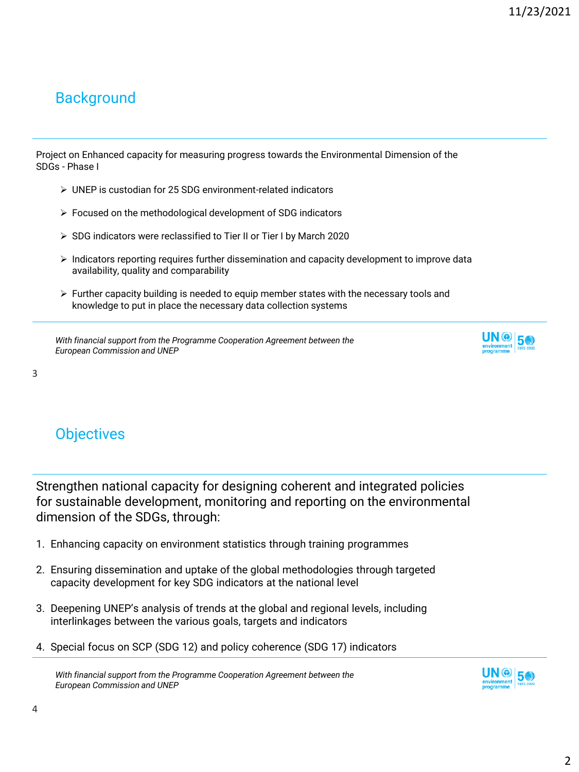## Background

Project on Enhanced capacity for measuring progress towards the Environmental Dimension of the SDGs - Phase I

- UNEP is custodian for 25 SDG environment-related indicators
- Focused on the methodological development of SDG indicators
- SDG indicators were reclassified to Tier II or Tier I by March 2020
- Indicators reporting requires further dissemination and capacity development to improve data availability, quality and comparability
- Further capacity building is needed to equip member states with the necessary tools and knowledge to put in place the necessary data collection systems

*With financial support from the Programme Cooperation Agreement between the European Commission and UNEP*

## Objectives

Strengthen national capacity for designing coherent and integrated policies for sustainable development, monitoring and reporting on the environmental dimension of the SDGs, through:

1. Enhancing capacity on environment statistics through training programmes
2. Ensuring dissemination and uptake of the global methodologies through targeted capacity development for key SDG indicators at the national level
3. Deepening UNEP's analysis of trends at the global and regional levels, including interlinkages between the various goals, targets and indicators
4. Special focus on SCP (SDG 12) and policy coherence (SDG 17) indicators

*With financial support from the Programme Cooperation Agreement between the European Commission and UNEP*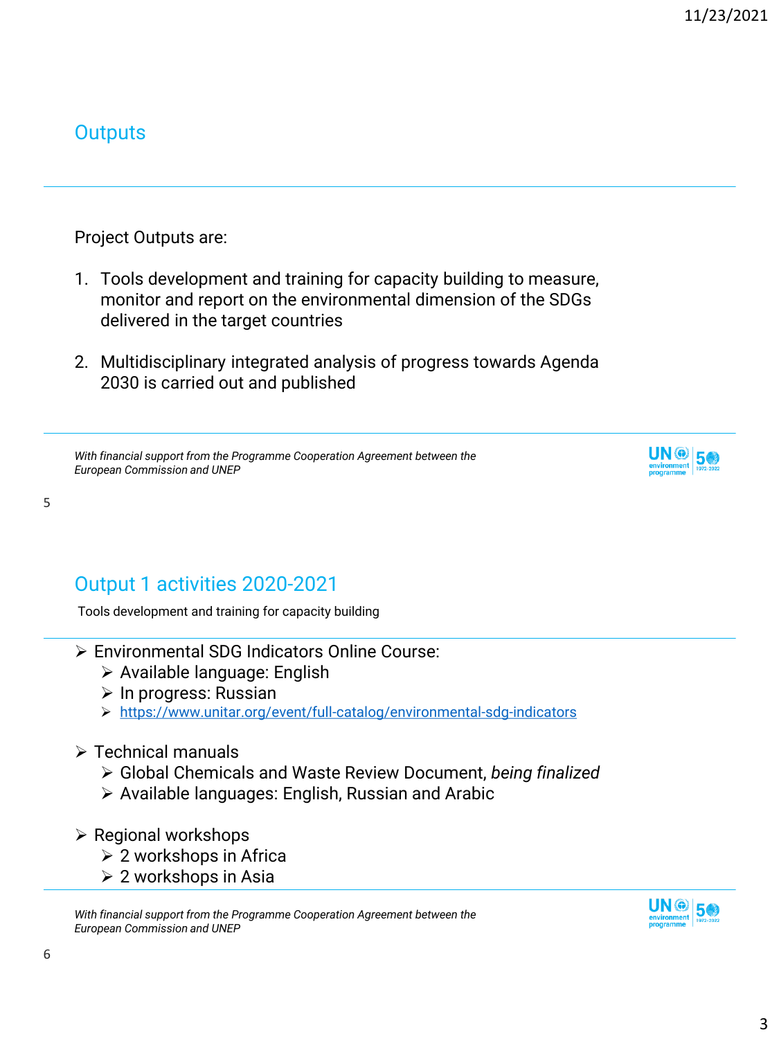## Outputs

Project Outputs are:

1. Tools development and training for capacity building to measure, monitor and report on the environmental dimension of the SDGs delivered in the target countries

2. Multidisciplinary integrated analysis of progress towards Agenda 2030 is carried out and published

*With financial support from the Programme Cooperation Agreement between the European Commission and UNEP*

## Output 1 activities 2020-2021

Tools development and training for capacity building

- Environmental SDG Indicators Online Course:
  - Available language: English
  - In progress: Russian
  - https://www.unitar.org/event/full-catalog/environmental-sdg-indicators

- Technical manuals
  - Global Chemicals and Waste Review Document, *being finalized*
  - Available languages: English, Russian and Arabic

- Regional workshops
  - 2 workshops in Africa
  - 2 workshops in Asia

*With financial support from the Programme Cooperation Agreement between the European Commission and UNEP*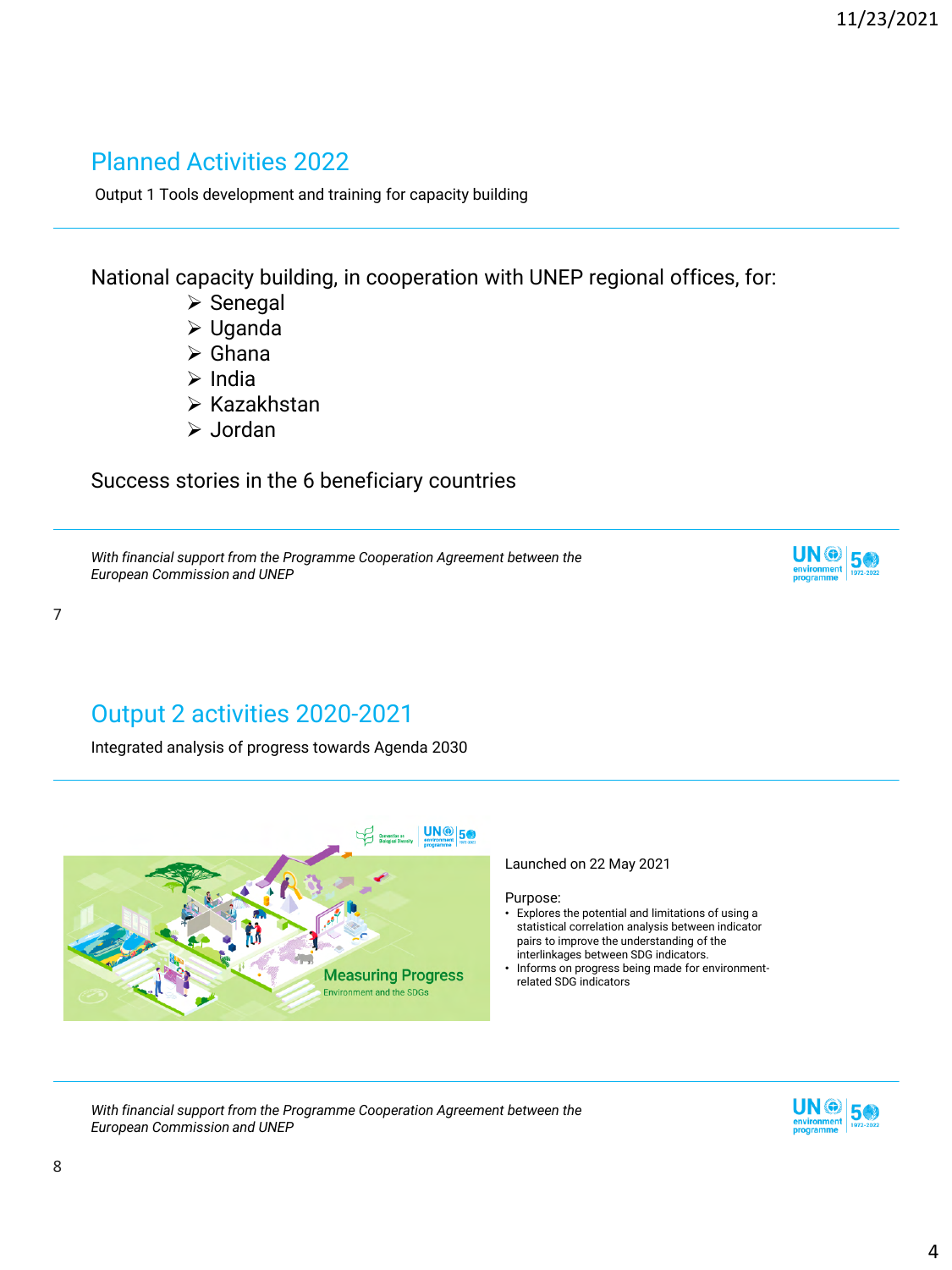## Planned Activities 2022

Output 1 Tools development and training for capacity building

National capacity building, in cooperation with UNEP regional offices, for:

- Senegal
- Uganda
- Ghana
- India
- Kazakhstan
- Jordan

Success stories in the 6 beneficiary countries

*With financial support from the Programme Cooperation Agreement between the European Commission and UNEP*

## Output 2 activities 2020-2021

Integrated analysis of progress towards Agenda 2030

Launched on 22 May 2021

Purpose:

- Explores the potential and limitations of using a statistical correlation analysis between indicator pairs to improve the understanding of the interlinkages between SDG indicators.
- Informs on progress being made for environment-related SDG indicators

*With financial support from the Programme Cooperation Agreement between the European Commission and UNEP*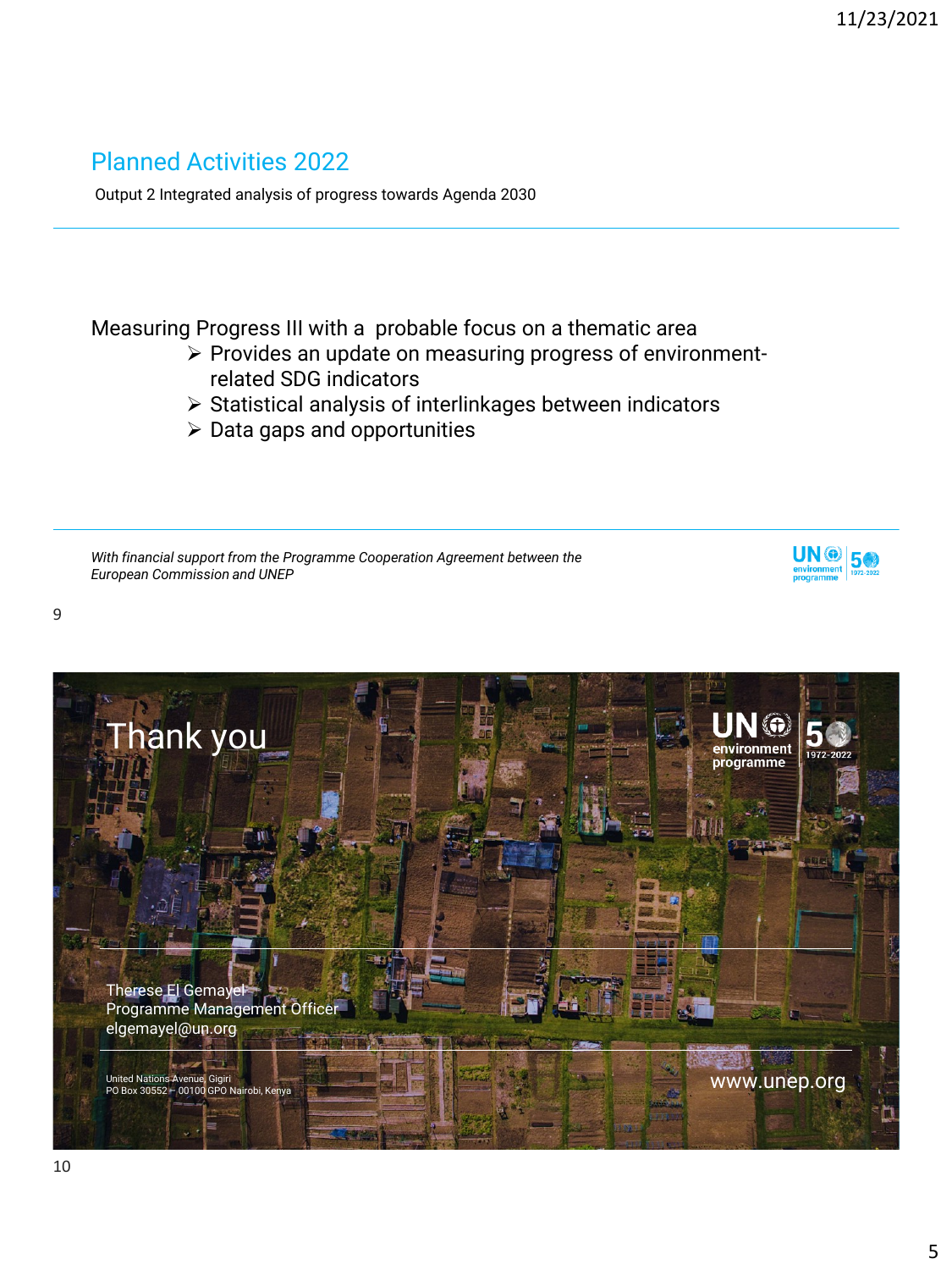## Planned Activities 2022

Output 2 Integrated analysis of progress towards Agenda 2030

Measuring Progress III with a probable focus on a thematic area

- Provides an update on measuring progress of environment-related SDG indicators
- Statistical analysis of interlinkages between indicators
- Data gaps and opportunities

*With financial support from the Programme Cooperation Agreement between the European Commission and UNEP*

## Thank you

Therese El Gemayel
Programme Management Officer
elgemayel@un.org

United Nations Avenue, Gigiri
PO Box 30552 – 00100 GPO Nairobi, Kenya

www.unep.org